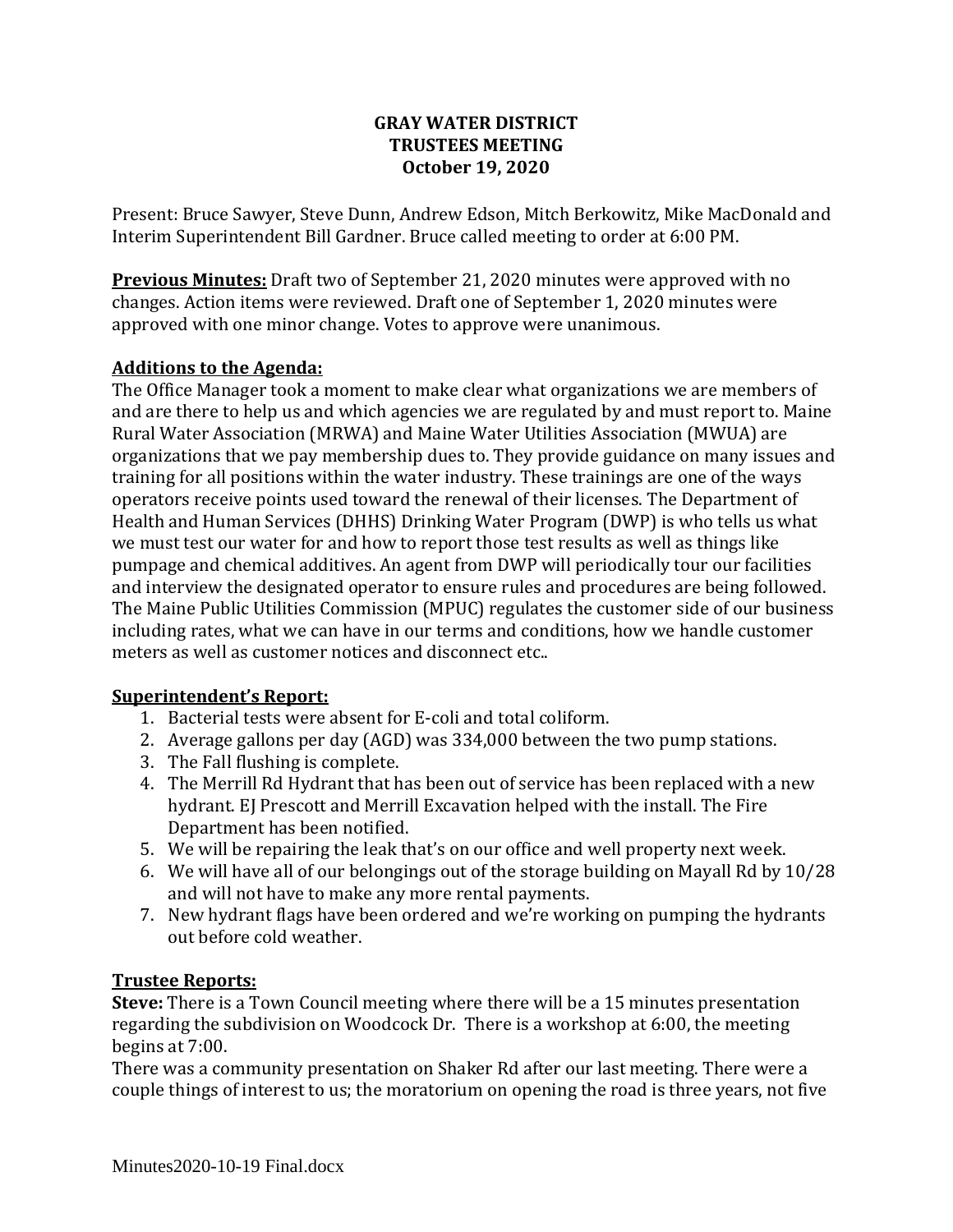# GRAY WATER DISTRICT
# TRUSTEES MEETING
# October 19, 2020

Present: Bruce Sawyer, Steve Dunn, Andrew Edson, Mitch Berkowitz, Mike MacDonald and Interim Superintendent Bill Gardner. Bruce called meeting to order at 6:00 PM.

**Previous Minutes:** Draft two of September 21, 2020 minutes were approved with no changes. Action items were reviewed. Draft one of September 1, 2020 minutes were approved with one minor change. Votes to approve were unanimous.

**Additions to the Agenda:**

The Office Manager took a moment to make clear what organizations we are members of and are there to help us and which agencies we are regulated by and must report to. Maine Rural Water Association (MRWA) and Maine Water Utilities Association (MWUA) are organizations that we pay membership dues to. They provide guidance on many issues and training for all positions within the water industry. These trainings are one of the ways operators receive points used toward the renewal of their licenses. The Department of Health and Human Services (DHHS) Drinking Water Program (DWP) is who tells us what we must test our water for and how to report those test results as well as things like pumpage and chemical additives. An agent from DWP will periodically tour our facilities and interview the designated operator to ensure rules and procedures are being followed. The Maine Public Utilities Commission (MPUC) regulates the customer side of our business including rates, what we can have in our terms and conditions, how we handle customer meters as well as customer notices and disconnect etc..

**Superintendent's Report:**

1. Bacterial tests were absent for E-coli and total coliform.
2. Average gallons per day (AGD) was 334,000 between the two pump stations.
3. The Fall flushing is complete.
4. The Merrill Rd Hydrant that has been out of service has been replaced with a new hydrant. EJ Prescott and Merrill Excavation helped with the install. The Fire Department has been notified.
5. We will be repairing the leak that's on our office and well property next week.
6. We will have all of our belongings out of the storage building on Mayall Rd by 10/28 and will not have to make any more rental payments.
7. New hydrant flags have been ordered and we're working on pumping the hydrants out before cold weather.

**Trustee Reports:**

**Steve:** There is a Town Council meeting where there will be a 15 minutes presentation regarding the subdivision on Woodcock Dr. There is a workshop at 6:00, the meeting begins at 7:00.

There was a community presentation on Shaker Rd after our last meeting. There were a couple things of interest to us; the moratorium on opening the road is three years, not five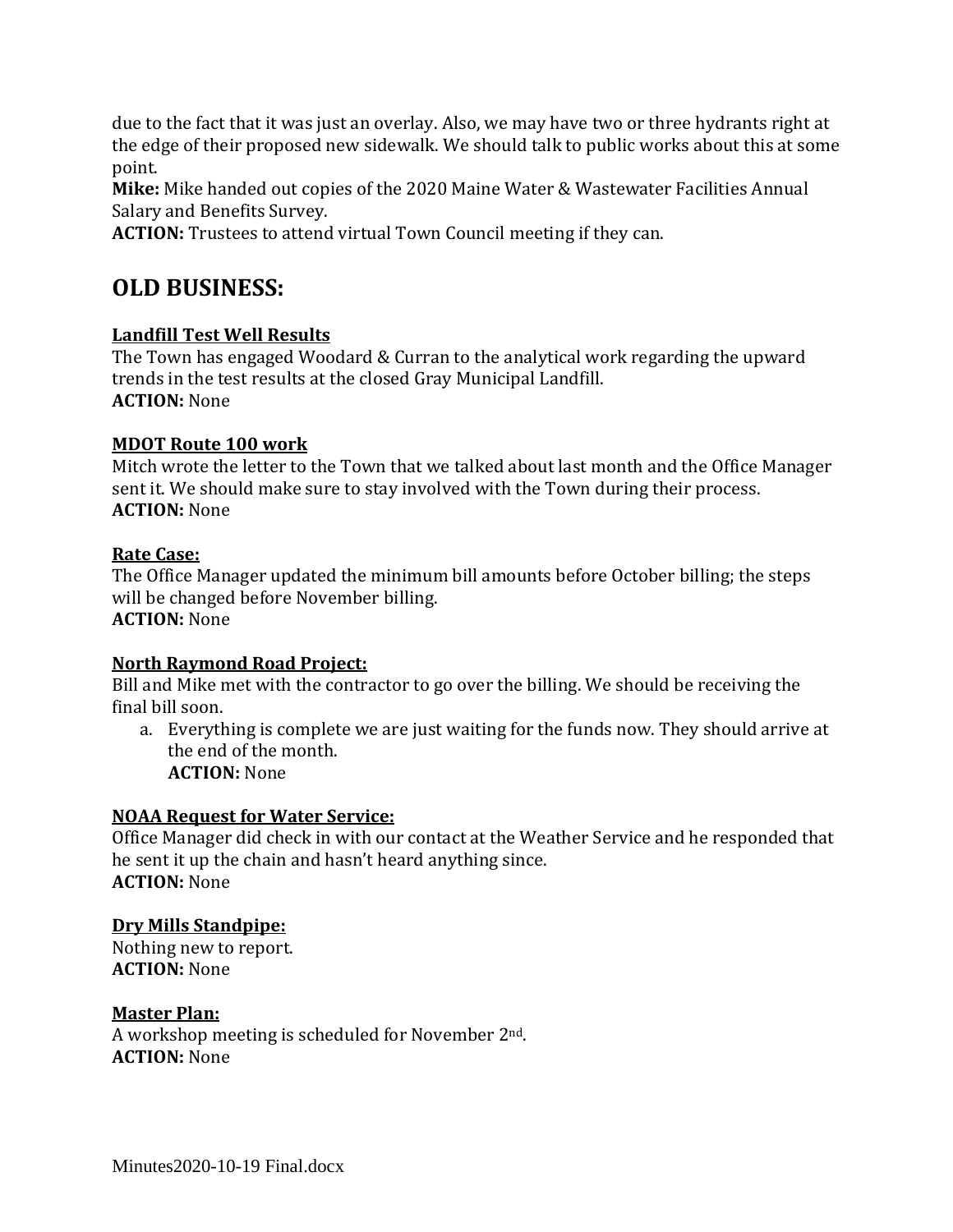due to the fact that it was just an overlay. Also, we may have two or three hydrants right at the edge of their proposed new sidewalk. We should talk to public works about this at some point.

**Mike:** Mike handed out copies of the 2020 Maine Water & Wastewater Facilities Annual Salary and Benefits Survey.

**ACTION:** Trustees to attend virtual Town Council meeting if they can.

## OLD BUSINESS:

**Landfill Test Well Results**

The Town has engaged Woodard & Curran to the analytical work regarding the upward trends in the test results at the closed Gray Municipal Landfill.

**ACTION:** None

**MDOT Route 100 work**

Mitch wrote the letter to the Town that we talked about last month and the Office Manager sent it. We should make sure to stay involved with the Town during their process.

**ACTION:** None

**Rate Case:**

The Office Manager updated the minimum bill amounts before October billing; the steps will be changed before November billing.

**ACTION:** None

**North Raymond Road Project:**

Bill and Mike met with the contractor to go over the billing. We should be receiving the final bill soon.

a. Everything is complete we are just waiting for the funds now. They should arrive at the end of the month.
   **ACTION:** None

**NOAA Request for Water Service:**

Office Manager did check in with our contact at the Weather Service and he responded that he sent it up the chain and hasn't heard anything since.

**ACTION:** None

**Dry Mills Standpipe:**

Nothing new to report.

**ACTION:** None

**Master Plan:**

A workshop meeting is scheduled for November 2nd.

**ACTION:** None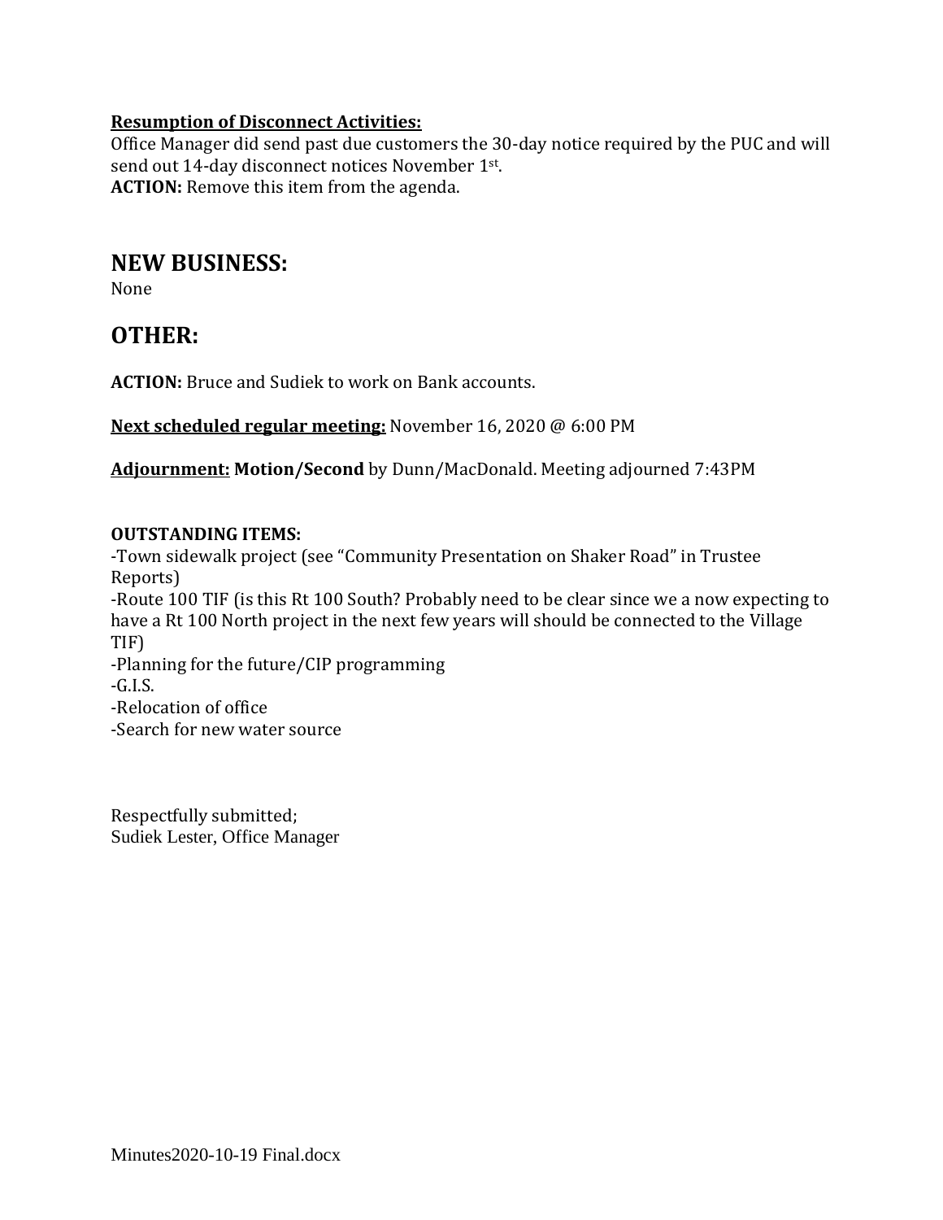**<u>Resumption of Disconnect Activities:</u>**
Office Manager did send past due customers the 30-day notice required by the PUC and will send out 14-day disconnect notices November 1st.
**ACTION:** Remove this item from the agenda.

## NEW BUSINESS:

None

## OTHER:

**ACTION:** Bruce and Sudiek to work on Bank accounts.

**<u>Next scheduled regular meeting:</u>** November 16, 2020 @ 6:00 PM

**<u>Adjournment:</u> Motion/Second** by Dunn/MacDonald. Meeting adjourned 7:43PM

**OUTSTANDING ITEMS:**
-Town sidewalk project (see "Community Presentation on Shaker Road" in Trustee Reports)
-Route 100 TIF (is this Rt 100 South? Probably need to be clear since we a now expecting to have a Rt 100 North project in the next few years will should be connected to the Village TIF)
-Planning for the future/CIP programming
-G.I.S.
-Relocation of office
-Search for new water source

Respectfully submitted;
Sudiek Lester, Office Manager

Minutes2020-10-19 Final.docx